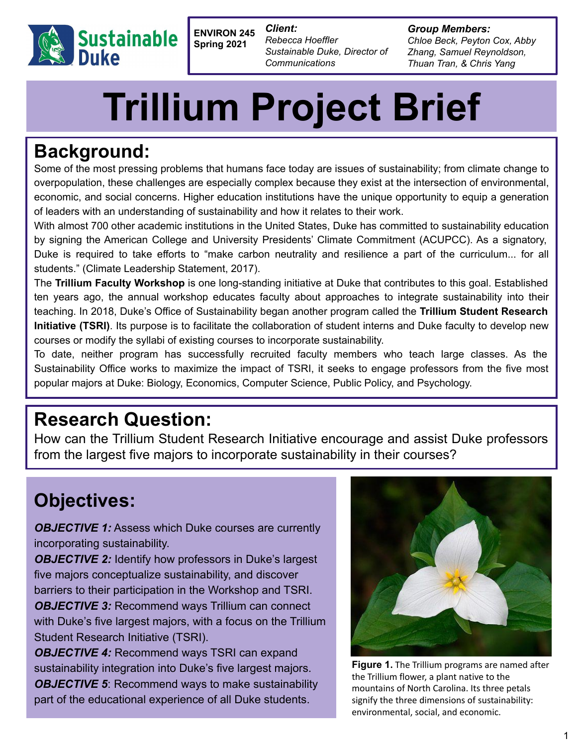Sustainable Duke

**ENVIRON 245**
**Spring 2021**

***Client:***
*Rebecca Hoeffler*
*Sustainable Duke, Director of Communications*

***Group Members:***
*Chloe Beck, Peyton Cox, Abby Zhang, Samuel Reynoldson, Thuan Tran, & Chris Yang*

# Trillium Project Brief

## Background:

Some of the most pressing problems that humans face today are issues of sustainability; from climate change to overpopulation, these challenges are especially complex because they exist at the intersection of environmental, economic, and social concerns. Higher education institutions have the unique opportunity to equip a generation of leaders with an understanding of sustainability and how it relates to their work.

With almost 700 other academic institutions in the United States, Duke has committed to sustainability education by signing the American College and University Presidents' Climate Commitment (ACUPCC). As a signatory, Duke is required to take efforts to "make carbon neutrality and resilience a part of the curriculum... for all students." (Climate Leadership Statement, 2017).

The **Trillium Faculty Workshop** is one long-standing initiative at Duke that contributes to this goal. Established ten years ago, the annual workshop educates faculty about approaches to integrate sustainability into their teaching. In 2018, Duke's Office of Sustainability began another program called the **Trillium Student Research Initiative (TSRI)**. Its purpose is to facilitate the collaboration of student interns and Duke faculty to develop new courses or modify the syllabi of existing courses to incorporate sustainability.

To date, neither program has successfully recruited faculty members who teach large classes. As the Sustainability Office works to maximize the impact of TSRI, it seeks to engage professors from the five most popular majors at Duke: Biology, Economics, Computer Science, Public Policy, and Psychology.

## Research Question:

How can the Trillium Student Research Initiative encourage and assist Duke professors from the largest five majors to incorporate sustainability in their courses?

## Objectives:

***OBJECTIVE 1:*** Assess which Duke courses are currently incorporating sustainability.

***OBJECTIVE 2:*** Identify how professors in Duke's largest five majors conceptualize sustainability, and discover barriers to their participation in the Workshop and TSRI.

***OBJECTIVE 3:*** Recommend ways Trillium can connect with Duke's five largest majors, with a focus on the Trillium Student Research Initiative (TSRI).

***OBJECTIVE 4:*** Recommend ways TSRI can expand sustainability integration into Duke's five largest majors.

***OBJECTIVE 5***: Recommend ways to make sustainability part of the educational experience of all Duke students.

**Figure 1.** The Trillium programs are named after the Trillium flower, a plant native to the mountains of North Carolina. Its three petals signify the three dimensions of sustainability: environmental, social, and economic.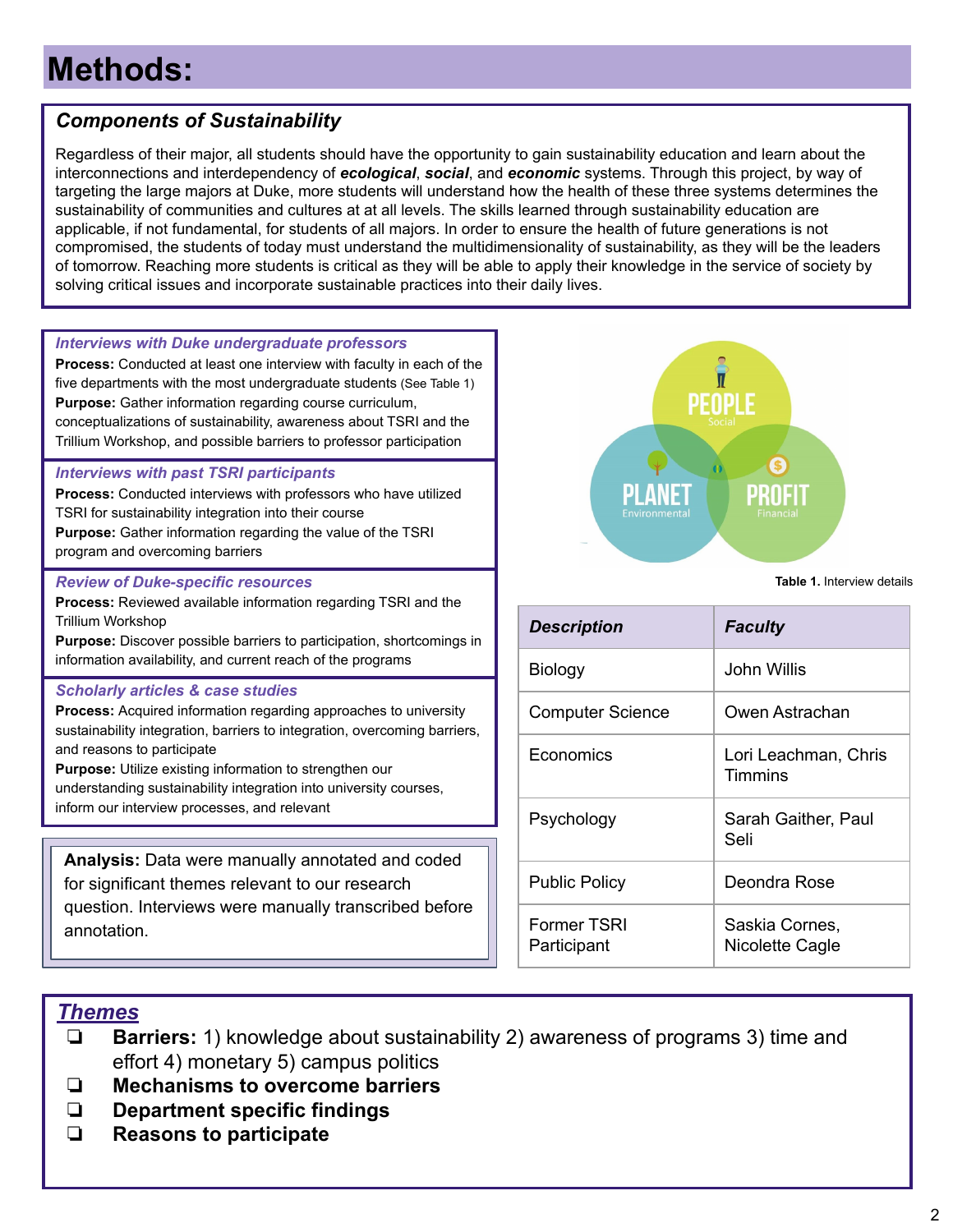# Methods:

### *Components of Sustainability*

Regardless of their major, all students should have the opportunity to gain sustainability education and learn about the interconnections and interdependency of ***ecological***, ***social***, and ***economic*** systems. Through this project, by way of targeting the large majors at Duke, more students will understand how the health of these three systems determines the sustainability of communities and cultures at at all levels. The skills learned through sustainability education are applicable, if not fundamental, for students of all majors. In order to ensure the health of future generations is not compromised, the students of today must understand the multidimensionality of sustainability, as they will be the leaders of tomorrow. Reaching more students is critical as they will be able to apply their knowledge in the service of society by solving critical issues and incorporate sustainable practices into their daily lives.

#### *Interviews with Duke undergraduate professors*

**Process:** Conducted at least one interview with faculty in each of the five departments with the most undergraduate students (See Table 1)
**Purpose:** Gather information regarding course curriculum, conceptualizations of sustainability, awareness about TSRI and the Trillium Workshop, and possible barriers to professor participation

#### *Interviews with past TSRI participants*

**Process:** Conducted interviews with professors who have utilized TSRI for sustainability integration into their course
**Purpose:** Gather information regarding the value of the TSRI program and overcoming barriers

#### *Review of Duke-specific resources*

**Process:** Reviewed available information regarding TSRI and the Trillium Workshop
**Purpose:** Discover possible barriers to participation, shortcomings in information availability, and current reach of the programs

#### *Scholarly articles & case studies*

**Process:** Acquired information regarding approaches to university sustainability integration, barriers to integration, overcoming barriers, and reasons to participate
**Purpose:** Utilize existing information to strengthen our understanding sustainability integration into university courses, inform our interview processes, and relevant

**Analysis:** Data were manually annotated and coded for significant themes relevant to our research question. Interviews were manually transcribed before annotation.

**Table 1.** Interview details

| *Description* | *Faculty* |
|---|---|
| Biology | John Willis |
| Computer Science | Owen Astrachan |
| Economics | Lori Leachman, Chris Timmins |
| Psychology | Sarah Gaither, Paul Seli |
| Public Policy | Deondra Rose |
| Former TSRI Participant | Saskia Cornes, Nicolette Cagle |

## *Themes*

- **Barriers:** 1) knowledge about sustainability 2) awareness of programs 3) time and effort 4) monetary 5) campus politics
- **Mechanisms to overcome barriers**
- **Department specific findings**
- **Reasons to participate**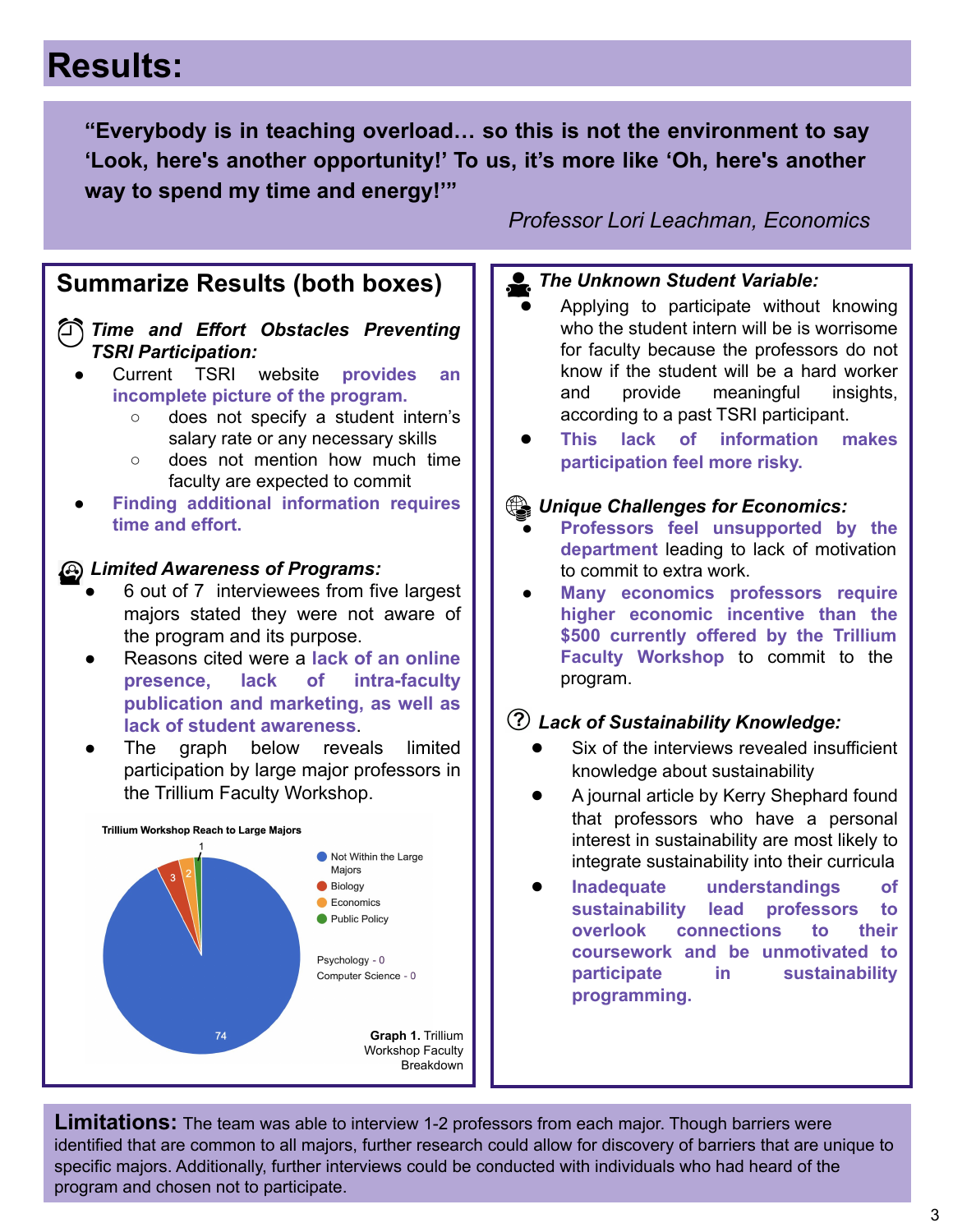# Results:

> **"Everybody is in teaching overload… so this is not the environment to say 'Look, here's another opportunity!' To us, it's more like 'Oh, here's another way to spend my time and energy!'"**
>
> *Professor Lori Leachman, Economics*

## Summarize Results (both boxes)

### *Time and Effort Obstacles Preventing TSRI Participation:*

- Current TSRI website **provides an incomplete picture of the program.**
  - does not specify a student intern's salary rate or any necessary skills
  - does not mention how much time faculty are expected to commit
- **Finding additional information requires time and effort.**

### *Limited Awareness of Programs:*

- 6 out of 7 interviewees from five largest majors stated they were not aware of the program and its purpose.
- Reasons cited were a **lack of an online presence, lack of intra-faculty publication and marketing, as well as lack of student awareness**.
- The graph below reveals limited participation by large major professors in the Trillium Faculty Workshop.

**Trillium Workshop Reach to Large Majors**

| Category | Count |
|---|---|
| Not Within the Large Majors | 74 |
| Biology | 3 |
| Economics | 2 |
| Public Policy | 1 |
| Psychology | 0 |
| Computer Science | 0 |

**Graph 1.** Trillium Workshop Faculty Breakdown

### *The Unknown Student Variable:*

- Applying to participate without knowing who the student intern will be is worrisome for faculty because the professors do not know if the student will be a hard worker and provide meaningful insights, according to a past TSRI participant.
- **This lack of information makes participation feel more risky.**

### *Unique Challenges for Economics:*

- **Professors feel unsupported by the department** leading to lack of motivation to commit to extra work.
- **Many economics professors require higher economic incentive than the $500 currently offered by the Trillium Faculty Workshop** to commit to the program.

### *Lack of Sustainability Knowledge:*

- Six of the interviews revealed insufficient knowledge about sustainability
- A journal article by Kerry Shephard found that professors who have a personal interest in sustainability are most likely to integrate sustainability into their curricula
- **Inadequate understandings of sustainability lead professors to overlook connections to their coursework and be unmotivated to participate in sustainability programming.**

**Limitations:** The team was able to interview 1-2 professors from each major. Though barriers were identified that are common to all majors, further research could allow for discovery of barriers that are unique to specific majors. Additionally, further interviews could be conducted with individuals who had heard of the program and chosen not to participate.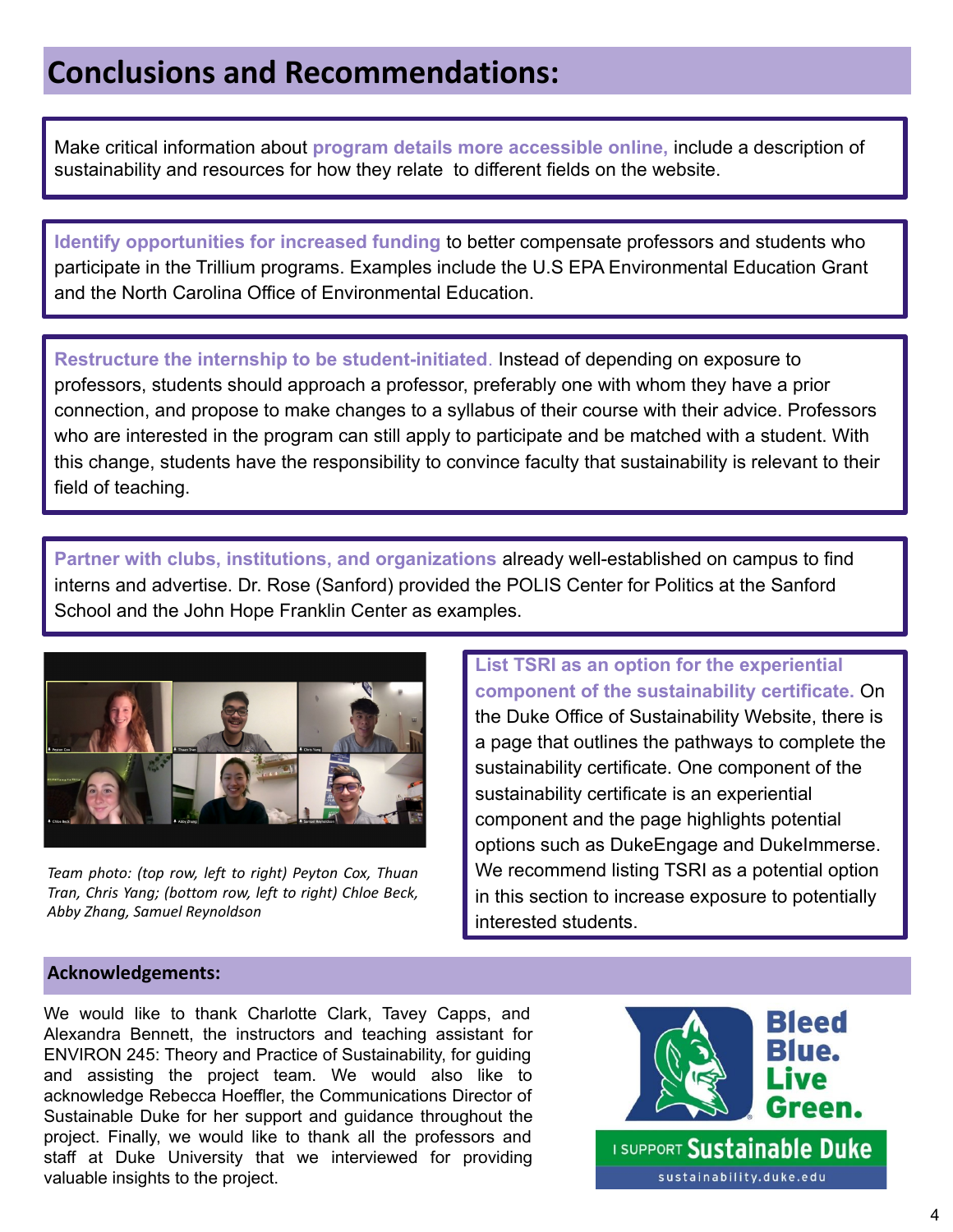# Conclusions and Recommendations:

Make critical information about **program details more accessible online,** include a description of sustainability and resources for how they relate to different fields on the website.

**Identify opportunities for increased funding** to better compensate professors and students who participate in the Trillium programs. Examples include the U.S EPA Environmental Education Grant and the North Carolina Office of Environmental Education.

**Restructure the internship to be student-initiated**. Instead of depending on exposure to professors, students should approach a professor, preferably one with whom they have a prior connection, and propose to make changes to a syllabus of their course with their advice. Professors who are interested in the program can still apply to participate and be matched with a student. With this change, students have the responsibility to convince faculty that sustainability is relevant to their field of teaching.

**Partner with clubs, institutions, and organizations** already well-established on campus to find interns and advertise. Dr. Rose (Sanford) provided the POLIS Center for Politics at the Sanford School and the John Hope Franklin Center as examples.

*Team photo: (top row, left to right) Peyton Cox, Thuan Tran, Chris Yang; (bottom row, left to right) Chloe Beck, Abby Zhang, Samuel Reynoldson*

**List TSRI as an option for the experiential component of the sustainability certificate.** On the Duke Office of Sustainability Website, there is a page that outlines the pathways to complete the sustainability certificate. One component of the sustainability certificate is an experiential component and the page highlights potential options such as DukeEngage and DukeImmerse. We recommend listing TSRI as a potential option in this section to increase exposure to potentially interested students.

## Acknowledgements:

We would like to thank Charlotte Clark, Tavey Capps, and Alexandra Bennett, the instructors and teaching assistant for ENVIRON 245: Theory and Practice of Sustainability, for guiding and assisting the project team. We would also like to acknowledge Rebecca Hoeffler, the Communications Director of Sustainable Duke for her support and guidance throughout the project. Finally, we would like to thank all the professors and staff at Duke University that we interviewed for providing valuable insights to the project.

Bleed Blue. Live Green.

I SUPPORT Sustainable Duke

sustainability.duke.edu